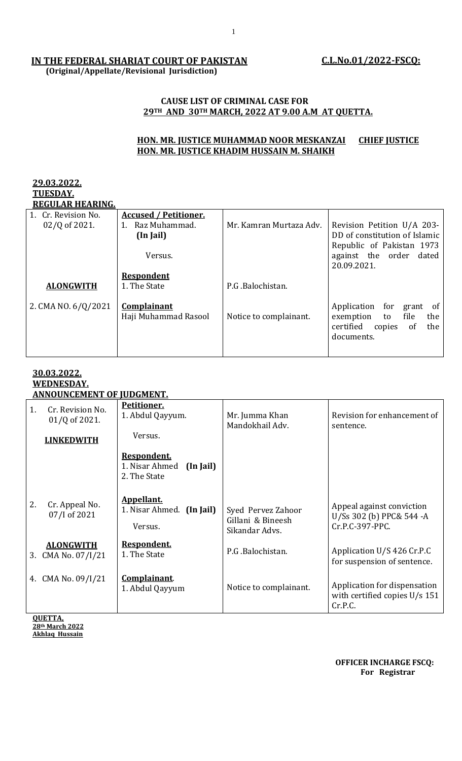**IN THE FEDERAL SHARIAT COURT OF PAKISTAN** **C.L.No.01/2022-FSCQ:**
**(Original/Appellate/Revisional Jurisdiction)**

**CAUSE LIST OF CRIMINAL CASE FOR**
**29TH AND 30TH MARCH, 2022 AT 9.00 A.M AT QUETTA.**

**HON. MR. JUSTICE MUHAMMAD NOOR MESKANZAI CHIEF JUSTICE**
**HON. MR. JUSTICE KHADIM HUSSAIN M. SHAIKH**

**29.03.2022.**
**TUESDAY.**
**REGULAR HEARING.**

| | | | |
|---|---|---|---|
| 1. Cr. Revision No. 02/Q of 2021. | **Accused / Petitioner.** 1. Raz Muhammad. **(In Jail)** Versus. | Mr. Kamran Murtaza Adv. | Revision Petition U/A 203-DD of constitution of Islamic Republic of Pakistan 1973 against the order dated 20.09.2021. |
| **ALONGWITH** | **Respondent** 1. The State | P.G .Balochistan. | |
| 2. CMA NO. 6/Q/2021 | **Complainant** Haji Muhammad Rasool | Notice to complainant. | Application for grant of exemption to file the certified copies of the documents. |

**30.03.2022.**
**WEDNESDAY.**
**ANNOUNCEMENT OF JUDGMENT.**

| | | | |
|---|---|---|---|
| 1. Cr. Revision No. 01/Q of 2021. **LINKEDWITH** | **Petitioner.** 1. Abdul Qayyum. Versus. | Mr. Jumma Khan Mandokhail Adv. | Revision for enhancement of sentence. |
| | **Respondent.** 1. Nisar Ahmed **(In Jail)** 2. The State | | |
| 2. Cr. Appeal No. 07/I of 2021 | **Appellant.** 1. Nisar Ahmed. **(In Jail)** Versus. | Syed Pervez Zahoor Gillani & Bineesh Sikandar Advs. | Appeal against conviction U/Ss 302 (b) PPC& 544 -A Cr.P.C-397-PPC. |
| **ALONGWITH** 3. CMA No. 07/I/21 | **Respondent.** 1. The State | P.G .Balochistan. | Application U/S 426 Cr.P.C for suspension of sentence. |
| 4. CMA No. 09/I/21 | **Complainant**. 1. Abdul Qayyum | Notice to complainant. | Application for dispensation with certified copies U/s 151 Cr.P.C. |

**QUETTA,**
**28th March 2022**
**Akhlaq Hussain**

**OFFICER INCHARGE FSCQ:**
**For Registrar**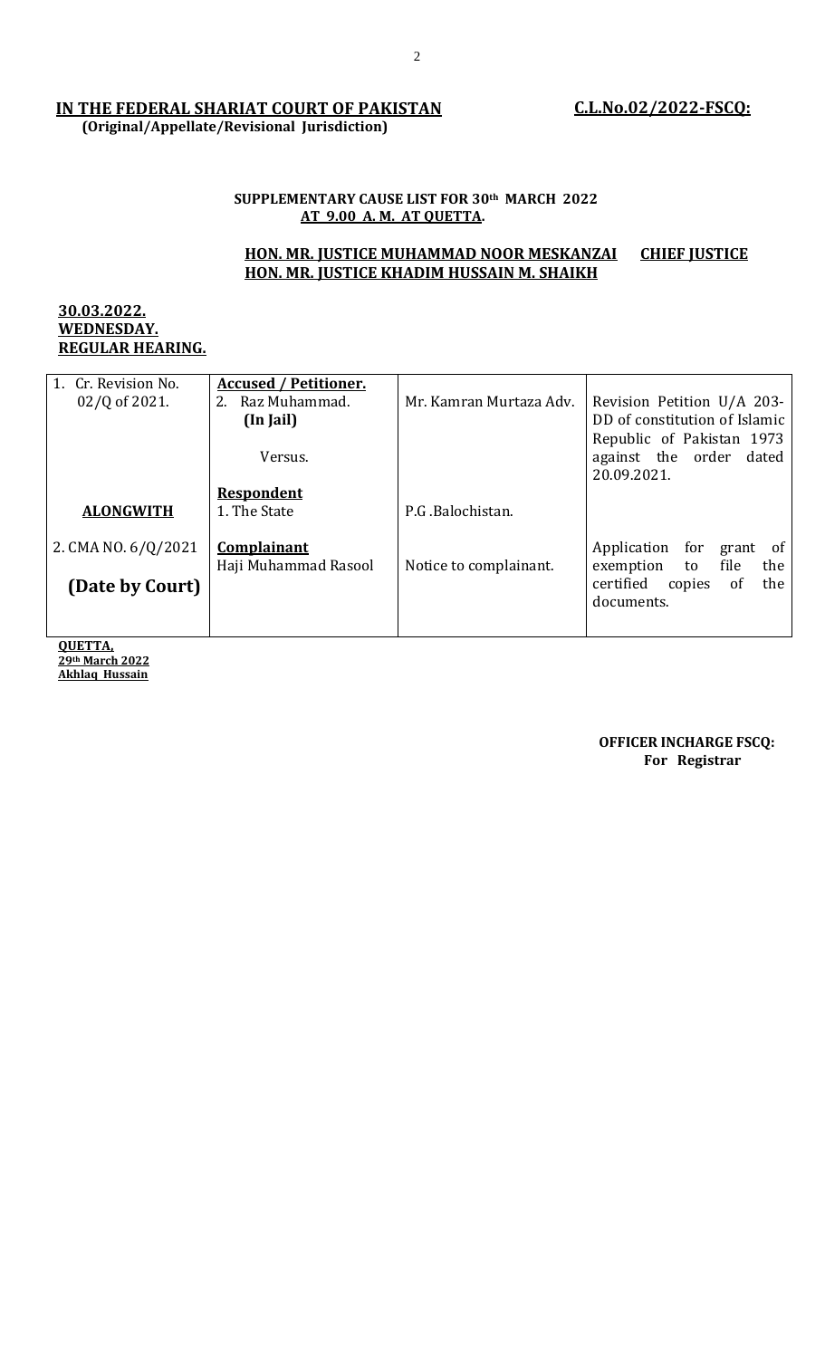**IN THE FEDERAL SHARIAT COURT OF PAKISTAN**
**(Original/Appellate/Revisional Jurisdiction)**

**C.L.No.02/2022-FSCQ:**

**SUPPLEMENTARY CAUSE LIST FOR 30th MARCH 2022**
**AT 9.00 A. M. AT QUETTA.**

**HON. MR. JUSTICE MUHAMMAD NOOR MESKANZAI CHIEF JUSTICE**
**HON. MR. JUSTICE KHADIM HUSSAIN M. SHAIKH**

**30.03.2022.**
**WEDNESDAY.**
**REGULAR HEARING.**

| | | | |
|---|---|---|---|
| 1. Cr. Revision No. 02/Q of 2021. | **Accused / Petitioner.** 2. Raz Muhammad. **(In Jail)** Versus. | Mr. Kamran Murtaza Adv. | Revision Petition U/A 203-DD of constitution of Islamic Republic of Pakistan 1973 against the order dated 20.09.2021. |
| **ALONGWITH** | **Respondent** 1. The State | P.G .Balochistan. | |
| 2. CMA NO. 6/Q/2021 **(Date by Court)** | **Complainant** Haji Muhammad Rasool | Notice to complainant. | Application for grant of exemption to file the certified copies of the documents. |

**QUETTA,**
**29th March 2022**
**Akhlaq Hussain**

**OFFICER INCHARGE FSCQ:**
**For Registrar**